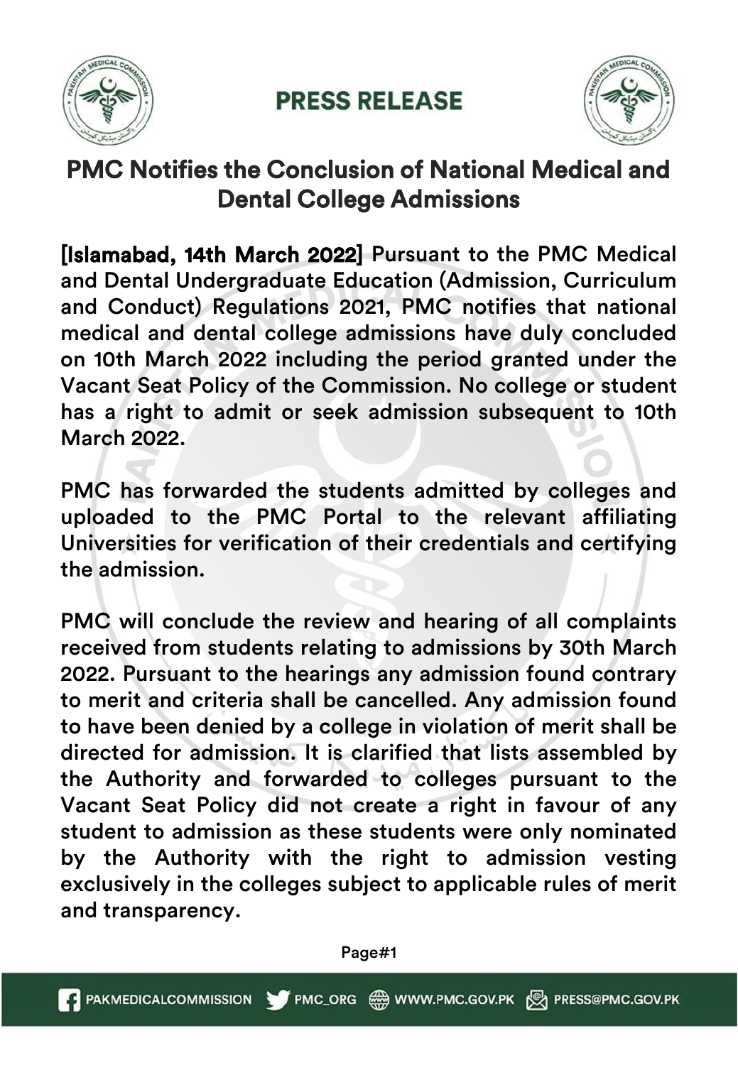# PRESS RELEASE

## PMC Notifies the Conclusion of National Medical and Dental College Admissions

**[Islamabad, 14th March 2022]** Pursuant to the PMC Medical and Dental Undergraduate Education (Admission, Curriculum and Conduct) Regulations 2021, PMC notifies that national medical and dental college admissions have duly concluded on 10th March 2022 including the period granted under the Vacant Seat Policy of the Commission. No college or student has a right to admit or seek admission subsequent to 10th March 2022.

PMC has forwarded the students admitted by colleges and uploaded to the PMC Portal to the relevant affiliating Universities for verification of their credentials and certifying the admission.

PMC will conclude the review and hearing of all complaints received from students relating to admissions by 30th March 2022. Pursuant to the hearings any admission found contrary to merit and criteria shall be cancelled. Any admission found to have been denied by a college in violation of merit shall be directed for admission. It is clarified that lists assembled by the Authority and forwarded to colleges pursuant to the Vacant Seat Policy did not create a right in favour of any student to admission as these students were only nominated by the Authority with the right to admission vesting exclusively in the colleges subject to applicable rules of merit and transparency.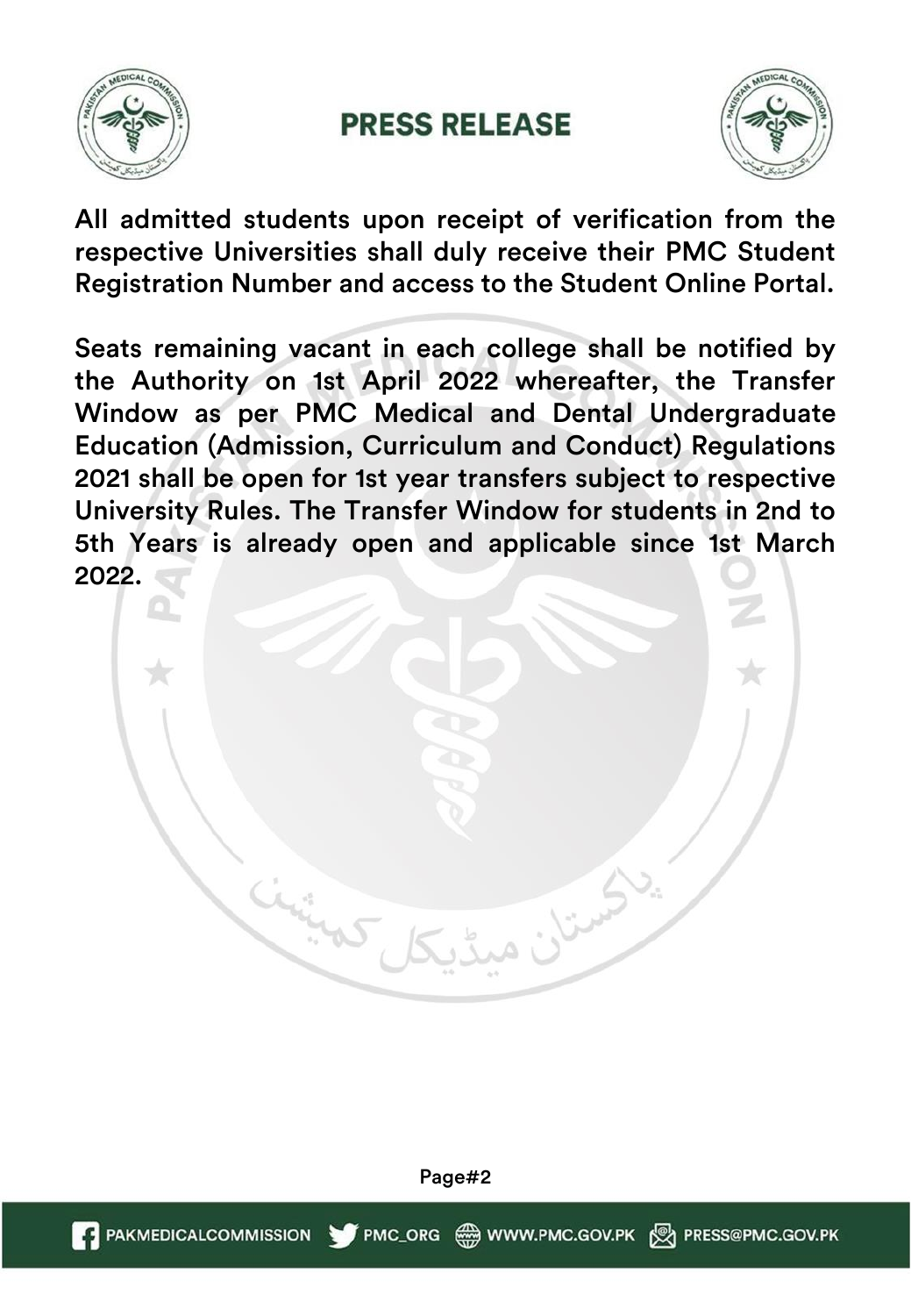# PRESS RELEASE

All admitted students upon receipt of verification from the respective Universities shall duly receive their PMC Student Registration Number and access to the Student Online Portal.

Seats remaining vacant in each college shall be notified by the Authority on 1st April 2022 whereafter, the Transfer Window as per PMC Medical and Dental Undergraduate Education (Admission, Curriculum and Conduct) Regulations 2021 shall be open for 1st year transfers subject to respective University Rules. The Transfer Window for students in 2nd to 5th Years is already open and applicable since 1st March 2022.